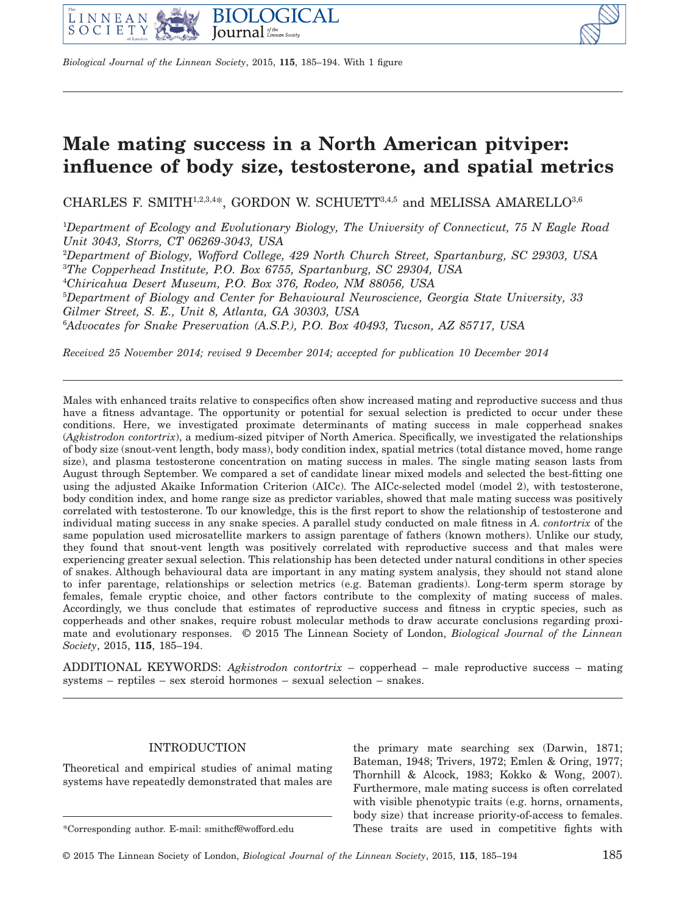# Male mating success in a North American pitviper: influence of body size, testosterone, and spatial metrics

CHARLES F. SMITH[1,2,3,4*], GORDON W. SCHUETT[3,4,5] and MELISSA AMARELLO[3,6]

[1]*Department of Ecology and Evolutionary Biology, The University of Connecticut, 75 N Eagle Road Unit 3043, Storrs, CT 06269-3043, USA*
[2]*Department of Biology, Wofford College, 429 North Church Street, Spartanburg, SC 29303, USA*
[3]*The Copperhead Institute, P.O. Box 6755, Spartanburg, SC 29304, USA*
[4]*Chiricahua Desert Museum, P.O. Box 376, Rodeo, NM 88056, USA*
[5]*Department of Biology and Center for Behavioural Neuroscience, Georgia State University, 33 Gilmer Street, S. E., Unit 8, Atlanta, GA 30303, USA*
[6]*Advocates for Snake Preservation (A.S.P.), P.O. Box 40493, Tucson, AZ 85717, USA*

*Received 25 November 2014; revised 9 December 2014; accepted for publication 10 December 2014*

Males with enhanced traits relative to conspecifics often show increased mating and reproductive success and thus have a fitness advantage. The opportunity or potential for sexual selection is predicted to occur under these conditions. Here, we investigated proximate determinants of mating success in male copperhead snakes (*Agkistrodon contortrix*), a medium-sized pitviper of North America. Specifically, we investigated the relationships of body size (snout-vent length, body mass), body condition index, spatial metrics (total distance moved, home range size), and plasma testosterone concentration on mating success in males. The single mating season lasts from August through September. We compared a set of candidate linear mixed models and selected the best-fitting one using the adjusted Akaike Information Criterion (AICc). The AICc-selected model (model 2), with testosterone, body condition index, and home range size as predictor variables, showed that male mating success was positively correlated with testosterone. To our knowledge, this is the first report to show the relationship of testosterone and individual mating success in any snake species. A parallel study conducted on male fitness in *A. contortrix* of the same population used microsatellite markers to assign parentage of fathers (known mothers). Unlike our study, they found that snout-vent length was positively correlated with reproductive success and that males were experiencing greater sexual selection. This relationship has been detected under natural conditions in other species of snakes. Although behavioural data are important in any mating system analysis, they should not stand alone to infer parentage, relationships or selection metrics (e.g. Bateman gradients). Long-term sperm storage by females, female cryptic choice, and other factors contribute to the complexity of mating success of males. Accordingly, we thus conclude that estimates of reproductive success and fitness in cryptic species, such as copperheads and other snakes, require robust molecular methods to draw accurate conclusions regarding proximate and evolutionary responses. © 2015 The Linnean Society of London, *Biological Journal of the Linnean Society*, 2015, **115**, 185–194.

ADDITIONAL KEYWORDS: *Agkistrodon contortrix* – copperhead – male reproductive success – mating systems – reptiles – sex steroid hormones – sexual selection – snakes.

## INTRODUCTION

Theoretical and empirical studies of animal mating systems have repeatedly demonstrated that males are the primary mate searching sex (Darwin, 1871; Bateman, 1948; Trivers, 1972; Emlen & Oring, 1977; Thornhill & Alcock, 1983; Kokko & Wong, 2007). Furthermore, male mating success is often correlated with visible phenotypic traits (e.g. horns, ornaments, body size) that increase priority-of-access to females. These traits are used in competitive fights with

*Corresponding author. E-mail: smithcf@wofford.edu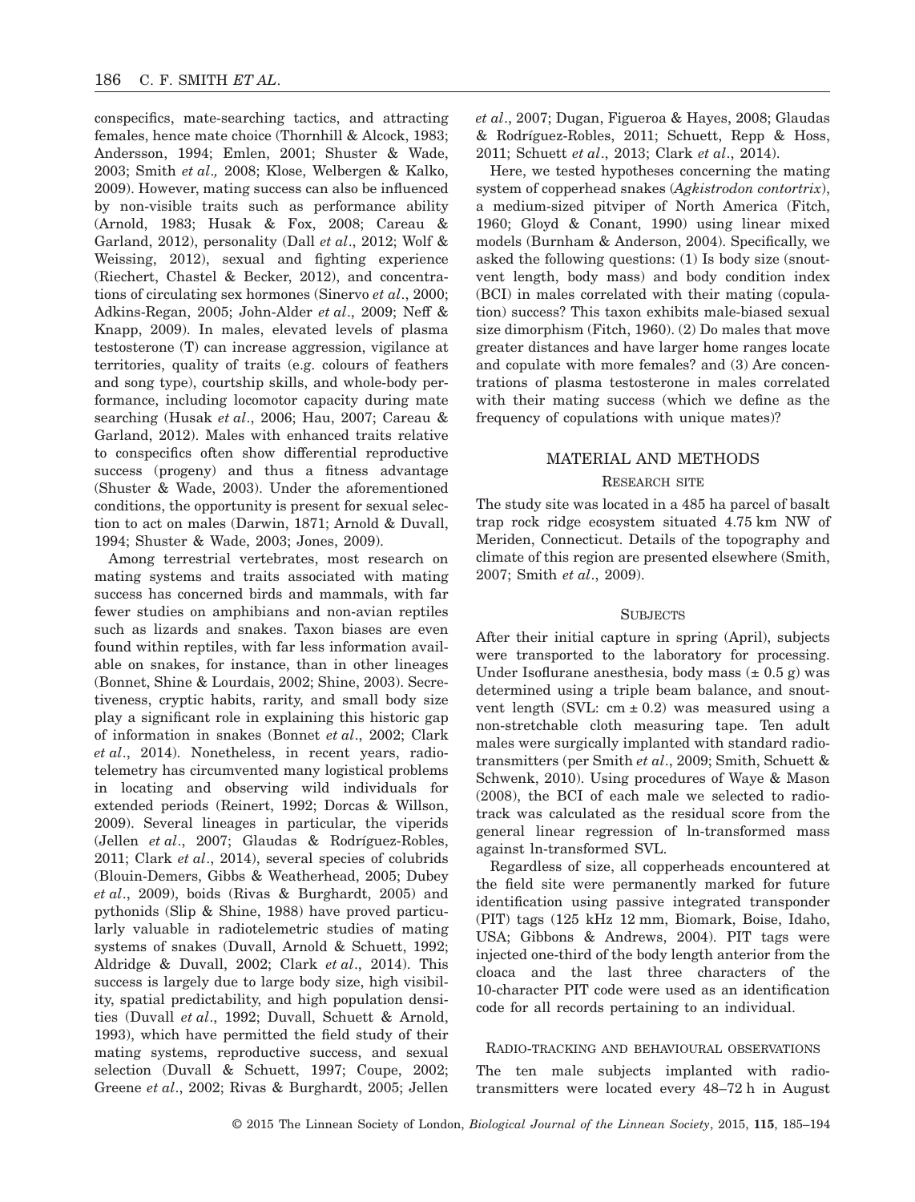conspecifics, mate-searching tactics, and attracting females, hence mate choice (Thornhill & Alcock, 1983; Andersson, 1994; Emlen, 2001; Shuster & Wade, 2003; Smith *et al*., 2008; Klose, Welbergen & Kalko, 2009). However, mating success can also be influenced by non-visible traits such as performance ability (Arnold, 1983; Husak & Fox, 2008; Careau & Garland, 2012), personality (Dall *et al*., 2012; Wolf & Weissing, 2012), sexual and fighting experience (Riechert, Chastel & Becker, 2012), and concentrations of circulating sex hormones (Sinervo *et al*., 2000; Adkins-Regan, 2005; John-Alder *et al*., 2009; Neff & Knapp, 2009). In males, elevated levels of plasma testosterone (T) can increase aggression, vigilance at territories, quality of traits (e.g. colours of feathers and song type), courtship skills, and whole-body performance, including locomotor capacity during mate searching (Husak *et al*., 2006; Hau, 2007; Careau & Garland, 2012). Males with enhanced traits relative to conspecifics often show differential reproductive success (progeny) and thus a fitness advantage (Shuster & Wade, 2003). Under the aforementioned conditions, the opportunity is present for sexual selection to act on males (Darwin, 1871; Arnold & Duvall, 1994; Shuster & Wade, 2003; Jones, 2009).

Among terrestrial vertebrates, most research on mating systems and traits associated with mating success has concerned birds and mammals, with far fewer studies on amphibians and non-avian reptiles such as lizards and snakes. Taxon biases are even found within reptiles, with far less information available on snakes, for instance, than in other lineages (Bonnet, Shine & Lourdais, 2002; Shine, 2003). Secretiveness, cryptic habits, rarity, and small body size play a significant role in explaining this historic gap of information in snakes (Bonnet *et al*., 2002; Clark *et al*., 2014). Nonetheless, in recent years, radiotelemetry has circumvented many logistical problems in locating and observing wild individuals for extended periods (Reinert, 1992; Dorcas & Willson, 2009). Several lineages in particular, the viperids (Jellen *et al*., 2007; Glaudas & Rodríguez-Robles, 2011; Clark *et al*., 2014), several species of colubrids (Blouin-Demers, Gibbs & Weatherhead, 2005; Dubey *et al*., 2009), boids (Rivas & Burghardt, 2005) and pythonids (Slip & Shine, 1988) have proved particularly valuable in radiotelemetric studies of mating systems of snakes (Duvall, Arnold & Schuett, 1992; Aldridge & Duvall, 2002; Clark *et al*., 2014). This success is largely due to large body size, high visibility, spatial predictability, and high population densities (Duvall *et al*., 1992; Duvall, Schuett & Arnold, 1993), which have permitted the field study of their mating systems, reproductive success, and sexual selection (Duvall & Schuett, 1997; Coupe, 2002; Greene *et al*., 2002; Rivas & Burghardt, 2005; Jellen *et al*., 2007; Dugan, Figueroa & Hayes, 2008; Glaudas & Rodríguez-Robles, 2011; Schuett, Repp & Hoss, 2011; Schuett *et al*., 2013; Clark *et al*., 2014).

Here, we tested hypotheses concerning the mating system of copperhead snakes (*Agkistrodon contortrix*), a medium-sized pitviper of North America (Fitch, 1960; Gloyd & Conant, 1990) using linear mixed models (Burnham & Anderson, 2004). Specifically, we asked the following questions: (1) Is body size (snout-vent length, body mass) and body condition index (BCI) in males correlated with their mating (copulation) success? This taxon exhibits male-biased sexual size dimorphism (Fitch, 1960). (2) Do males that move greater distances and have larger home ranges locate and copulate with more females? and (3) Are concentrations of plasma testosterone in males correlated with their mating success (which we define as the frequency of copulations with unique mates)?

## MATERIAL AND METHODS

### RESEARCH SITE

The study site was located in a 485 ha parcel of basalt trap rock ridge ecosystem situated 4.75 km NW of Meriden, Connecticut. Details of the topography and climate of this region are presented elsewhere (Smith, 2007; Smith *et al*., 2009).

### SUBJECTS

After their initial capture in spring (April), subjects were transported to the laboratory for processing. Under Isoflurane anesthesia, body mass (± 0.5 g) was determined using a triple beam balance, and snout-vent length (SVL: cm ± 0.2) was measured using a non-stretchable cloth measuring tape. Ten adult males were surgically implanted with standard radio-transmitters (per Smith *et al*., 2009; Smith, Schuett & Schwenk, 2010). Using procedures of Waye & Mason (2008), the BCI of each male we selected to radio-track was calculated as the residual score from the general linear regression of ln-transformed mass against ln-transformed SVL.

Regardless of size, all copperheads encountered at the field site were permanently marked for future identification using passive integrated transponder (PIT) tags (125 kHz 12 mm, Biomark, Boise, Idaho, USA; Gibbons & Andrews, 2004). PIT tags were injected one-third of the body length anterior from the cloaca and the last three characters of the 10-character PIT code were used as an identification code for all records pertaining to an individual.

### RADIO-TRACKING AND BEHAVIOURAL OBSERVATIONS

The ten male subjects implanted with radio-transmitters were located every 48–72 h in August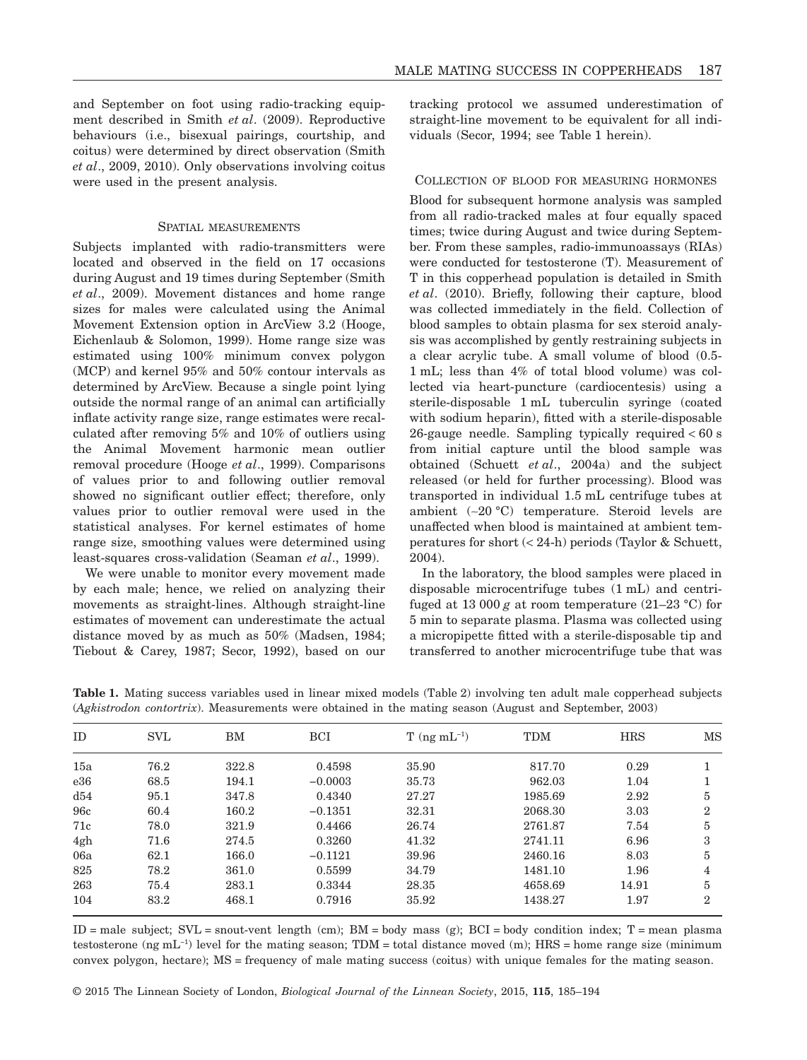and September on foot using radio-tracking equipment described in Smith *et al*. (2009). Reproductive behaviours (i.e., bisexual pairings, courtship, and coitus) were determined by direct observation (Smith *et al*., 2009, 2010). Only observations involving coitus were used in the present analysis.

### Spatial measurements

Subjects implanted with radio-transmitters were located and observed in the field on 17 occasions during August and 19 times during September (Smith *et al*., 2009). Movement distances and home range sizes for males were calculated using the Animal Movement Extension option in ArcView 3.2 (Hooge, Eichenlaub & Solomon, 1999). Home range size was estimated using 100% minimum convex polygon (MCP) and kernel 95% and 50% contour intervals as determined by ArcView. Because a single point lying outside the normal range of an animal can artificially inflate activity range size, range estimates were recalculated after removing 5% and 10% of outliers using the Animal Movement harmonic mean outlier removal procedure (Hooge *et al*., 1999). Comparisons of values prior to and following outlier removal showed no significant outlier effect; therefore, only values prior to outlier removal were used in the statistical analyses. For kernel estimates of home range size, smoothing values were determined using least-squares cross-validation (Seaman *et al*., 1999).

We were unable to monitor every movement made by each male; hence, we relied on analyzing their movements as straight-lines. Although straight-line estimates of movement can underestimate the actual distance moved by as much as 50% (Madsen, 1984; Tiebout & Carey, 1987; Secor, 1992), based on our tracking protocol we assumed underestimation of straight-line movement to be equivalent for all individuals (Secor, 1994; see Table 1 herein).

### Collection of blood for measuring hormones

Blood for subsequent hormone analysis was sampled from all radio-tracked males at four equally spaced times; twice during August and twice during September. From these samples, radio-immunoassays (RIAs) were conducted for testosterone (T). Measurement of T in this copperhead population is detailed in Smith *et al*. (2010). Briefly, following their capture, blood was collected immediately in the field. Collection of blood samples to obtain plasma for sex steroid analysis was accomplished by gently restraining subjects in a clear acrylic tube. A small volume of blood (0.5-1 mL; less than 4% of total blood volume) was collected via heart-puncture (cardiocentesis) using a sterile-disposable 1 mL tuberculin syringe (coated with sodium heparin), fitted with a sterile-disposable 26-gauge needle. Sampling typically required < 60 s from initial capture until the blood sample was obtained (Schuett *et al*., 2004a) and the subject released (or held for further processing). Blood was transported in individual 1.5 mL centrifuge tubes at ambient (~20 °C) temperature. Steroid levels are unaffected when blood is maintained at ambient temperatures for short (< 24-h) periods (Taylor & Schuett, 2004).

In the laboratory, the blood samples were placed in disposable microcentrifuge tubes (1 mL) and centrifuged at 13 000 *g* at room temperature (21–23 °C) for 5 min to separate plasma. Plasma was collected using a micropipette fitted with a sterile-disposable tip and transferred to another microcentrifuge tube that was

**Table 1.** Mating success variables used in linear mixed models (Table 2) involving ten adult male copperhead subjects (*Agkistrodon contortrix*). Measurements were obtained in the mating season (August and September, 2003)

| ID | SVL | BM | BCI | T (ng mL$^{-1}$) | TDM | HRS | MS |
|---|---|---|---|---|---|---|---|
| 15a | 76.2 | 322.8 | 0.4598 | 35.90 | 817.70 | 0.29 | 1 |
| e36 | 68.5 | 194.1 | −0.0003 | 35.73 | 962.03 | 1.04 | 1 |
| d54 | 95.1 | 347.8 | 0.4340 | 27.27 | 1985.69 | 2.92 | 5 |
| 96c | 60.4 | 160.2 | −0.1351 | 32.31 | 2068.30 | 3.03 | 2 |
| 71c | 78.0 | 321.9 | 0.4466 | 26.74 | 2761.87 | 7.54 | 5 |
| 4gh | 71.6 | 274.5 | 0.3260 | 41.32 | 2741.11 | 6.96 | 3 |
| 06a | 62.1 | 166.0 | −0.1121 | 39.96 | 2460.16 | 8.03 | 5 |
| 825 | 78.2 | 361.0 | 0.5599 | 34.79 | 1481.10 | 1.96 | 4 |
| 263 | 75.4 | 283.1 | 0.3344 | 28.35 | 4658.69 | 14.91 | 5 |
| 104 | 83.2 | 468.1 | 0.7916 | 35.92 | 1438.27 | 1.97 | 2 |

ID = male subject; SVL = snout-vent length (cm); BM = body mass (g); BCI = body condition index; T = mean plasma testosterone (ng mL$^{-1}$) level for the mating season; TDM = total distance moved (m); HRS = home range size (minimum convex polygon, hectare); MS = frequency of male mating success (coitus) with unique females for the mating season.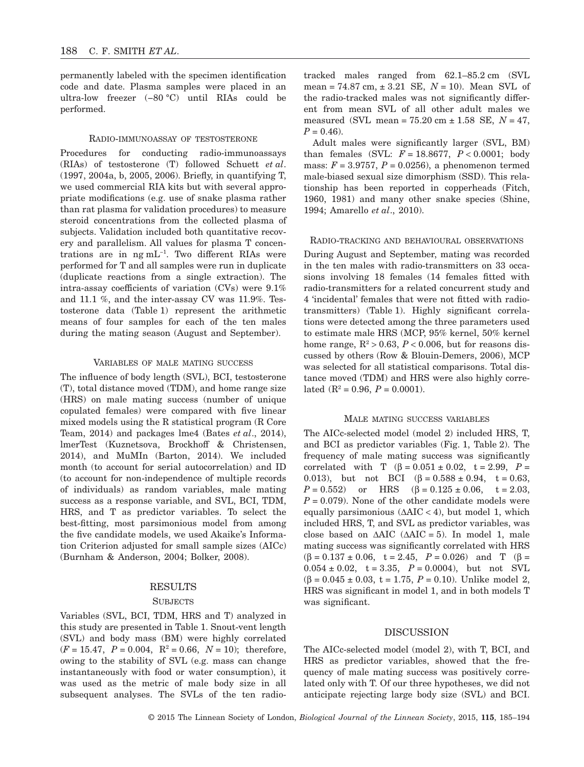permanently labeled with the specimen identification code and date. Plasma samples were placed in an ultra-low freezer (−80 °C) until RIAs could be performed.

### Radio-immunoassay of testosterone

Procedures for conducting radio-immunoassays (RIAs) of testosterone (T) followed Schuett *et al*. (1997, 2004a, b, 2005, 2006). Briefly, in quantifying T, we used commercial RIA kits but with several appropriate modifications (e.g. use of snake plasma rather than rat plasma for validation procedures) to measure steroid concentrations from the collected plasma of subjects. Validation included both quantitative recovery and parallelism. All values for plasma T concentrations are in ng $mL^{-1}$. Two different RIAs were performed for T and all samples were run in duplicate (duplicate reactions from a single extraction). The intra-assay coefficients of variation (CVs) were 9.1% and 11.1 %, and the inter-assay CV was 11.9%. Testosterone data (Table 1) represent the arithmetic means of four samples for each of the ten males during the mating season (August and September).

### Variables of male mating success

The influence of body length (SVL), BCI, testosterone (T), total distance moved (TDM), and home range size (HRS) on male mating success (number of unique copulated females) were compared with five linear mixed models using the R statistical program (R Core Team, 2014) and packages lme4 (Bates *et al*., 2014), lmerTest (Kuznetsova, Brockhoff & Christensen, 2014), and MuMIn (Barton, 2014). We included month (to account for serial autocorrelation) and ID (to account for non-independence of multiple records of individuals) as random variables, male mating success as a response variable, and SVL, BCI, TDM, HRS, and T as predictor variables. To select the best-fitting, most parsimonious model from among the five candidate models, we used Akaike's Information Criterion adjusted for small sample sizes (AICc) (Burnham & Anderson, 2004; Bolker, 2008).

## RESULTS

### Subjects

Variables (SVL, BCI, TDM, HRS and T) analyzed in this study are presented in Table 1. Snout-vent length (SVL) and body mass (BM) were highly correlated ($F = 15.47$, $P = 0.004$, $R^2 = 0.66$, $N = 10$); therefore, owing to the stability of SVL (e.g. mass can change instantaneously with food or water consumption), it was used as the metric of male body size in all subsequent analyses. The SVLs of the ten radio-tracked males ranged from 62.1–85.2 cm (SVL mean = 74.87 cm, ± 3.21 SE, $N = 10$). Mean SVL of the radio-tracked males was not significantly different from mean SVL of all other adult males we measured (SVL mean = 75.20 cm ± 1.58 SE, $N = 47$, $P = 0.46$).

Adult males were significantly larger (SVL, BM) than females (SVL: $F = 18.8677$, $P < 0.0001$; body mass: $F = 3.9757$, $P = 0.0256$), a phenomenon termed male-biased sexual size dimorphism (SSD). This relationship has been reported in copperheads (Fitch, 1960, 1981) and many other snake species (Shine, 1994; Amarello *et al*., 2010).

### Radio-tracking and behavioural observations

During August and September, mating was recorded in the ten males with radio-transmitters on 33 occasions involving 18 females (14 females fitted with radio-transmitters for a related concurrent study and 4 'incidental' females that were not fitted with radio-transmitters) (Table 1). Highly significant correlations were detected among the three parameters used to estimate male HRS (MCP, 95% kernel, 50% kernel home range, $R^2 > 0.63$, $P < 0.006$, but for reasons discussed by others (Row & Blouin-Demers, 2006), MCP was selected for all statistical comparisons. Total distance moved (TDM) and HRS were also highly correlated ($R^2 = 0.96$, $P = 0.0001$).

### Male mating success variables

The AICc-selected model (model 2) included HRS, T, and BCI as predictor variables (Fig. 1, Table 2). The frequency of male mating success was significantly correlated with T ($\beta = 0.051 \pm 0.02$, $t = 2.99$, $P = 0.013$), but not BCI ($\beta = 0.588 \pm 0.94$, $t = 0.63$, $P = 0.552$) or HRS ($\beta = 0.125 \pm 0.06$, $t = 2.03$, $P = 0.079$). None of the other candidate models were equally parsimonious ($\Delta AIC < 4$), but model 1, which included HRS, T, and SVL as predictor variables, was close based on $\Delta AIC$ ($\Delta AIC = 5$). In model 1, male mating success was significantly correlated with HRS ($\beta = 0.137 \pm 0.06$, $t = 2.45$, $P = 0.026$) and T ($\beta = 0.054 \pm 0.02$, $t = 3.35$, $P = 0.0004$), but not SVL ($\beta = 0.045 \pm 0.03$, $t = 1.75$, $P = 0.10$). Unlike model 2, HRS was significant in model 1, and in both models T was significant.

## DISCUSSION

The AICc-selected model (model 2), with T, BCI, and HRS as predictor variables, showed that the frequency of male mating success was positively correlated only with T. Of our three hypotheses, we did not anticipate rejecting large body size (SVL) and BCI.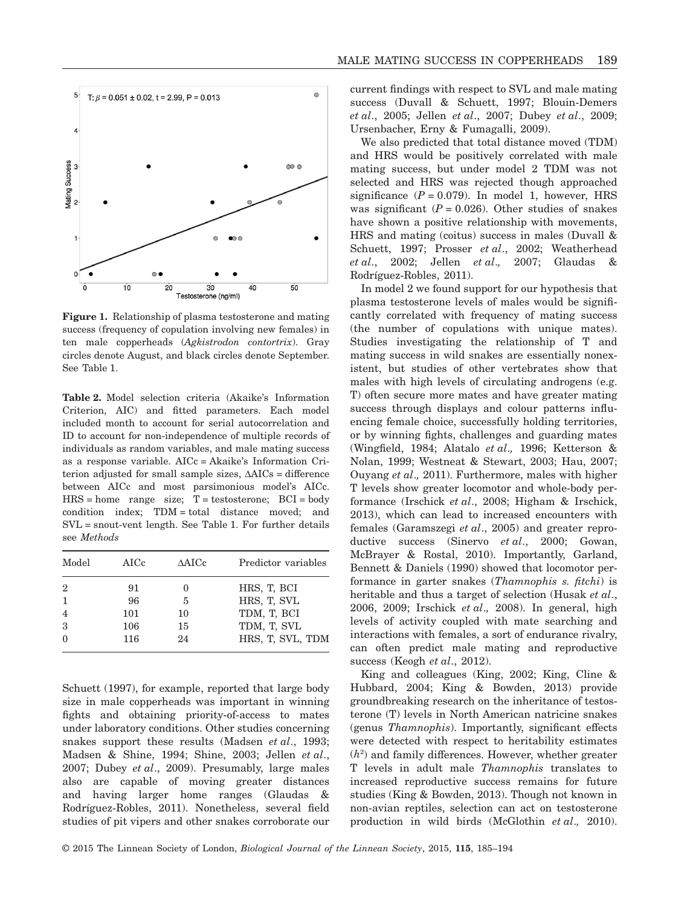Figure 1. Relationship of plasma testosterone and mating success (frequency of copulation involving new females) in ten male copperheads (*Agkistrodon contortrix*). Gray circles denote August, and black circles denote September. See Table 1.

**Table 2.** Model selection criteria (Akaike's Information Criterion, AIC) and fitted parameters. Each model included month to account for serial autocorrelation and ID to account for non-independence of multiple records of individuals as random variables, and male mating success as a response variable. AICc = Akaike's Information Criterion adjusted for small sample sizes, ΔAICs = difference between AICc and most parsimonious model's AICc. HRS = home range size; T = testosterone; BCI = body condition index; TDM = total distance moved; and SVL = snout-vent length. See Table 1. For further details see *Methods*

| Model | AICc | ΔAICc | Predictor variables |
|---|---|---|---|
| 2 | 91 | 0 | HRS, T, BCI |
| 1 | 96 | 5 | HRS, T, SVL |
| 4 | 101 | 10 | TDM, T, BCI |
| 3 | 106 | 15 | TDM, T, SVL |
| 0 | 116 | 24 | HRS, T, SVL, TDM |

Schuett (1997), for example, reported that large body size in male copperheads was important in winning fights and obtaining priority-of-access to mates under laboratory conditions. Other studies concerning snakes support these results (Madsen *et al*., 1993; Madsen & Shine, 1994; Shine, 2003; Jellen *et al*., 2007; Dubey *et al*., 2009). Presumably, large males also are capable of moving greater distances and having larger home ranges (Glaudas & Rodríguez-Robles, 2011). Nonetheless, several field studies of pit vipers and other snakes corroborate our current findings with respect to SVL and male mating success (Duvall & Schuett, 1997; Blouin-Demers *et al*., 2005; Jellen *et al*., 2007; Dubey *et al*., 2009; Ursenbacher, Erny & Fumagalli, 2009).

We also predicted that total distance moved (TDM) and HRS would be positively correlated with male mating success, but under model 2 TDM was not selected and HRS was rejected though approached significance ($P = 0.079$). In model 1, however, HRS was significant ($P = 0.026$). Other studies of snakes have shown a positive relationship with movements, HRS and mating (coitus) success in males (Duvall & Schuett, 1997; Prosser *et al*., 2002; Weatherhead *et al*., 2002; Jellen *et al*., 2007; Glaudas & Rodríguez-Robles, 2011).

In model 2 we found support for our hypothesis that plasma testosterone levels of males would be significantly correlated with frequency of mating success (the number of copulations with unique mates). Studies investigating the relationship of T and mating success in wild snakes are essentially nonexistent, but studies of other vertebrates show that males with high levels of circulating androgens (e.g. T) often secure more mates and have greater mating success through displays and colour patterns influencing female choice, successfully holding territories, or by winning fights, challenges and guarding mates (Wingfield, 1984; Alatalo *et al*., 1996; Ketterson & Nolan, 1999; Westneat & Stewart, 2003; Hau, 2007; Ouyang *et al*., 2011). Furthermore, males with higher T levels show greater locomotor and whole-body performance (Irschick *et al*., 2008; Higham & Irschick, 2013), which can lead to increased encounters with females (Garamszegi *et al*., 2005) and greater reproductive success (Sinervo *et al*., 2000; Gowan, McBrayer & Rostal, 2010). Importantly, Garland, Bennett & Daniels (1990) showed that locomotor performance in garter snakes (*Thamnophis s. fitchi*) is heritable and thus a target of selection (Husak *et al*., 2006, 2009; Irschick *et al*., 2008). In general, high levels of activity coupled with mate searching and interactions with females, a sort of endurance rivalry, can often predict male mating and reproductive success (Keogh *et al*., 2012).

King and colleagues (King, 2002; King, Cline & Hubbard, 2004; King & Bowden, 2013) provide groundbreaking research on the inheritance of testosterone (T) levels in North American natricine snakes (genus *Thamnophis*). Importantly, significant effects were detected with respect to heritability estimates ($h^2$) and family differences. However, whether greater T levels in adult male *Thamnophis* translates to increased reproductive success remains for future studies (King & Bowden, 2013). Though not known in non-avian reptiles, selection can act on testosterone production in wild birds (McGlothin *et al*., 2010).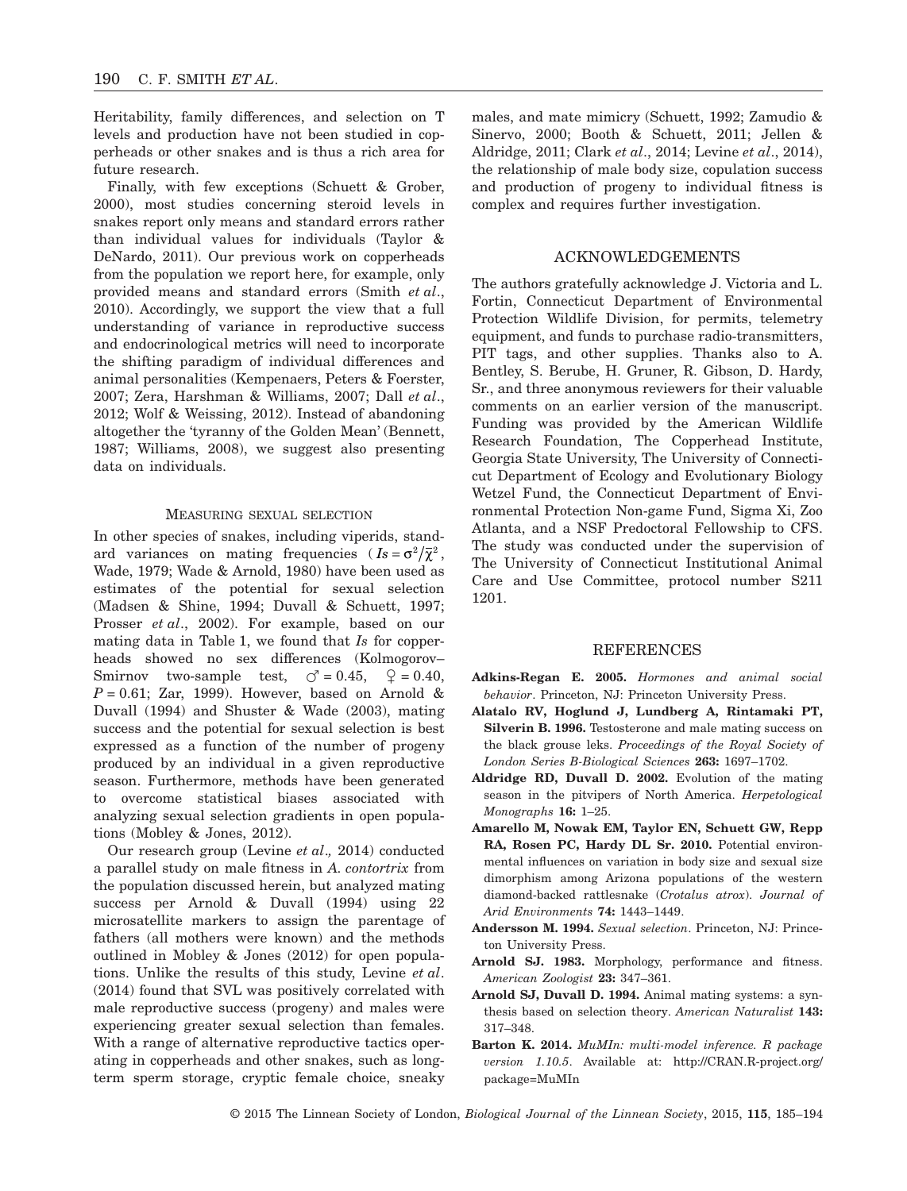Heritability, family differences, and selection on T levels and production have not been studied in copperheads or other snakes and is thus a rich area for future research.

Finally, with few exceptions (Schuett & Grober, 2000), most studies concerning steroid levels in snakes report only means and standard errors rather than individual values for individuals (Taylor & DeNardo, 2011). Our previous work on copperheads from the population we report here, for example, only provided means and standard errors (Smith *et al*., 2010). Accordingly, we support the view that a full understanding of variance in reproductive success and endocrinological metrics will need to incorporate the shifting paradigm of individual differences and animal personalities (Kempenaers, Peters & Foerster, 2007; Zera, Harshman & Williams, 2007; Dall *et al*., 2012; Wolf & Weissing, 2012). Instead of abandoning altogether the 'tyranny of the Golden Mean' (Bennett, 1987; Williams, 2008), we suggest also presenting data on individuals.

## Measuring sexual selection

In other species of snakes, including viperids, standard variances on mating frequencies ( $Is = \sigma^2/\bar{\chi}^2$, Wade, 1979; Wade & Arnold, 1980) have been used as estimates of the potential for sexual selection (Madsen & Shine, 1994; Duvall & Schuett, 1997; Prosser *et al*., 2002). For example, based on our mating data in Table 1, we found that *Is* for copperheads showed no sex differences (Kolmogorov–Smirnov two-sample test, ♂ = 0.45, ♀ = 0.40, $P = 0.61$; Zar, 1999). However, based on Arnold & Duvall (1994) and Shuster & Wade (2003), mating success and the potential for sexual selection is best expressed as a function of the number of progeny produced by an individual in a given reproductive season. Furthermore, methods have been generated to overcome statistical biases associated with analyzing sexual selection gradients in open populations (Mobley & Jones, 2012).

Our research group (Levine *et al*., 2014) conducted a parallel study on male fitness in *A. contortrix* from the population discussed herein, but analyzed mating success per Arnold & Duvall (1994) using 22 microsatellite markers to assign the parentage of fathers (all mothers were known) and the methods outlined in Mobley & Jones (2012) for open populations. Unlike the results of this study, Levine *et al*. (2014) found that SVL was positively correlated with male reproductive success (progeny) and males were experiencing greater sexual selection than females. With a range of alternative reproductive tactics operating in copperheads and other snakes, such as long-term sperm storage, cryptic female choice, sneaky males, and mate mimicry (Schuett, 1992; Zamudio & Sinervo, 2000; Booth & Schuett, 2011; Jellen & Aldridge, 2011; Clark *et al*., 2014; Levine *et al*., 2014), the relationship of male body size, copulation success and production of progeny to individual fitness is complex and requires further investigation.

## ACKNOWLEDGEMENTS

The authors gratefully acknowledge J. Victoria and L. Fortin, Connecticut Department of Environmental Protection Wildlife Division, for permits, telemetry equipment, and funds to purchase radio-transmitters, PIT tags, and other supplies. Thanks also to A. Bentley, S. Berube, H. Gruner, R. Gibson, D. Hardy, Sr., and three anonymous reviewers for their valuable comments on an earlier version of the manuscript. Funding was provided by the American Wildlife Research Foundation, The Copperhead Institute, Georgia State University, The University of Connecticut Department of Ecology and Evolutionary Biology Wetzel Fund, the Connecticut Department of Environmental Protection Non-game Fund, Sigma Xi, Zoo Atlanta, and a NSF Predoctoral Fellowship to CFS. The study was conducted under the supervision of The University of Connecticut Institutional Animal Care and Use Committee, protocol number S211 1201.

## REFERENCES

**Adkins-Regan E. 2005.** *Hormones and animal social behavior*. Princeton, NJ: Princeton University Press.

**Alatalo RV, Hoglund J, Lundberg A, Rintamaki PT, Silverin B. 1996.** Testosterone and male mating success on the black grouse leks. *Proceedings of the Royal Society of London Series B-Biological Sciences* **263:** 1697–1702.

**Aldridge RD, Duvall D. 2002.** Evolution of the mating season in the pitvipers of North America. *Herpetological Monographs* **16:** 1–25.

**Amarello M, Nowak EM, Taylor EN, Schuett GW, Repp RA, Rosen PC, Hardy DL Sr. 2010.** Potential environmental influences on variation in body size and sexual size dimorphism among Arizona populations of the western diamond-backed rattlesnake (*Crotalus atrox*). *Journal of Arid Environments* **74:** 1443–1449.

**Andersson M. 1994.** *Sexual selection*. Princeton, NJ: Princeton University Press.

**Arnold SJ. 1983.** Morphology, performance and fitness. *American Zoologist* **23:** 347–361.

**Arnold SJ, Duvall D. 1994.** Animal mating systems: a synthesis based on selection theory. *American Naturalist* **143:** 317–348.

**Barton K. 2014.** *MuMIn: multi-model inference. R package version 1.10.5*. Available at: http://CRAN.R-project.org/package=MuMIn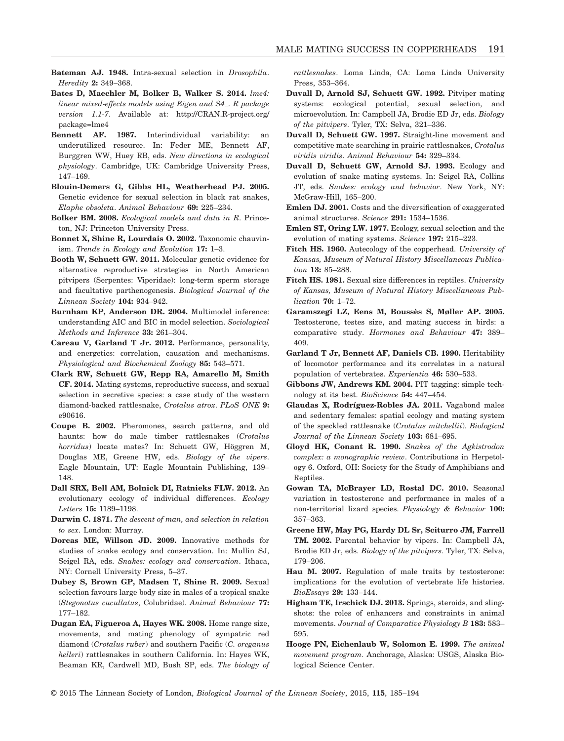**Bateman AJ. 1948.** Intra-sexual selection in *Drosophila*. *Heredity* **2:** 349–368.

**Bates D, Maechler M, Bolker B, Walker S. 2014.** *lme4: linear mixed-effects models using Eigen and S4_. R package version 1.1-7*. Available at: http://CRAN.R-project.org/package=lme4

**Bennett AF. 1987.** Interindividual variability: an underutilized resource. In: Feder ME, Bennett AF, Burggren WW, Huey RB, eds. *New directions in ecological physiology*. Cambridge, UK: Cambridge University Press, 147–169.

**Blouin-Demers G, Gibbs HL, Weatherhead PJ. 2005.** Genetic evidence for sexual selection in black rat snakes, *Elaphe obsoleta*. *Animal Behaviour* **69:** 225–234.

**Bolker BM. 2008.** *Ecological models and data in R*. Princeton, NJ: Princeton University Press.

**Bonnet X, Shine R, Lourdais O. 2002.** Taxonomic chauvinism. *Trends in Ecology and Evolution* **17:** 1–3.

**Booth W, Schuett GW. 2011.** Molecular genetic evidence for alternative reproductive strategies in North American pitvipers (Serpentes: Viperidae): long-term sperm storage and facultative parthenogenesis. *Biological Journal of the Linnean Society* **104:** 934–942.

**Burnham KP, Anderson DR. 2004.** Multimodel inference: understanding AIC and BIC in model selection. *Sociological Methods and Inference* **33:** 261–304.

**Careau V, Garland T Jr. 2012.** Performance, personality, and energetics: correlation, causation and mechanisms. *Physiological and Biochemical Zoology* **85:** 543–571.

**Clark RW, Schuett GW, Repp RA, Amarello M, Smith CF. 2014.** Mating systems, reproductive success, and sexual selection in secretive species: a case study of the western diamond-backed rattlesnake, *Crotalus atrox*. *PLoS ONE* **9:** e90616.

**Coupe B. 2002.** Pheromones, search patterns, and old haunts: how do male timber rattlesnakes (*Crotalus horridus*) locate mates? In: Schuett GW, Höggren M, Douglas ME, Greene HW, eds. *Biology of the vipers*. Eagle Mountain, UT: Eagle Mountain Publishing, 139–148.

**Dall SRX, Bell AM, Bolnick DI, Ratnieks FLW. 2012.** An evolutionary ecology of individual differences. *Ecology Letters* **15:** 1189–1198.

**Darwin C. 1871.** *The descent of man, and selection in relation to sex*. London: Murray.

**Dorcas ME, Willson JD. 2009.** Innovative methods for studies of snake ecology and conservation. In: Mullin SJ, Seigel RA, eds. *Snakes: ecology and conservation*. Ithaca, NY: Cornell University Press, 5–37.

**Dubey S, Brown GP, Madsen T, Shine R. 2009.** Sexual selection favours large body size in males of a tropical snake (*Stegonotus cucullatus*, Colubridae). *Animal Behaviour* **77:** 177–182.

**Dugan EA, Figueroa A, Hayes WK. 2008.** Home range size, movements, and mating phenology of sympatric red diamond (*Crotalus ruber*) and southern Pacific (*C. oreganus helleri*) rattlesnakes in southern California. In: Hayes WK, Beaman KR, Cardwell MD, Bush SP, eds. *The biology of rattlesnakes*. Loma Linda, CA: Loma Linda University Press, 353–364.

**Duvall D, Arnold SJ, Schuett GW. 1992.** Pitviper mating systems: ecological potential, sexual selection, and microevolution. In: Campbell JA, Brodie ED Jr, eds. *Biology of the pitvipers*. Tyler, TX: Selva, 321–336.

**Duvall D, Schuett GW. 1997.** Straight-line movement and competitive mate searching in prairie rattlesnakes, *Crotalus viridis viridis*. *Animal Behaviour* **54:** 329–334.

**Duvall D, Schuett GW, Arnold SJ. 1993.** Ecology and evolution of snake mating systems. In: Seigel RA, Collins JT, eds. *Snakes: ecology and behavior*. New York, NY: McGraw-Hill, 165–200.

**Emlen DJ. 2001.** Costs and the diversification of exaggerated animal structures. *Science* **291:** 1534–1536.

**Emlen ST, Oring LW. 1977.** Ecology, sexual selection and the evolution of mating systems. *Science* **197:** 215–223.

**Fitch HS. 1960.** Autecology of the copperhead. *University of Kansas, Museum of Natural History Miscellaneous Publication* **13:** 85–288.

**Fitch HS. 1981.** Sexual size differences in reptiles. *University of Kansas, Museum of Natural History Miscellaneous Publication* **70:** 1–72.

**Garamszegi LZ, Eens M, Boussès S, Møller AP. 2005.** Testosterone, testes size, and mating success in birds: a comparative study. *Hormones and Behaviour* **47:** 389–409.

**Garland T Jr, Bennett AF, Daniels CB. 1990.** Heritability of locomotor performance and its correlates in a natural population of vertebrates. *Experientia* **46:** 530–533.

**Gibbons JW, Andrews KM. 2004.** PIT tagging: simple technology at its best. *BioScience* **54:** 447–454.

**Glaudas X, Rodríguez-Robles JA. 2011.** Vagabond males and sedentary females: spatial ecology and mating system of the speckled rattlesnake (*Crotalus mitchellii*). *Biological Journal of the Linnean Society* **103:** 681–695.

**Gloyd HK, Conant R. 1990.** *Snakes of the Agkistrodon complex: a monographic review*. Contributions in Herpetology 6. Oxford, OH: Society for the Study of Amphibians and Reptiles.

**Gowan TA, McBrayer LD, Rostal DC. 2010.** Seasonal variation in testosterone and performance in males of a non-territorial lizard species. *Physiology & Behavior* **100:** 357–363.

**Greene HW, May PG, Hardy DL Sr, Sciturro JM, Farrell TM. 2002.** Parental behavior by vipers. In: Campbell JA, Brodie ED Jr, eds. *Biology of the pitvipers*. Tyler, TX: Selva, 179–206.

**Hau M. 2007.** Regulation of male traits by testosterone: implications for the evolution of vertebrate life histories. *BioEssays* **29:** 133–144.

**Higham TE, Irschick DJ. 2013.** Springs, steroids, and slingshots: the roles of enhancers and constraints in animal movements. *Journal of Comparative Physiology B* **183:** 583–595.

**Hooge PN, Eichenlaub W, Solomon E. 1999.** *The animal movement program*. Anchorage, Alaska: USGS, Alaska Biological Science Center.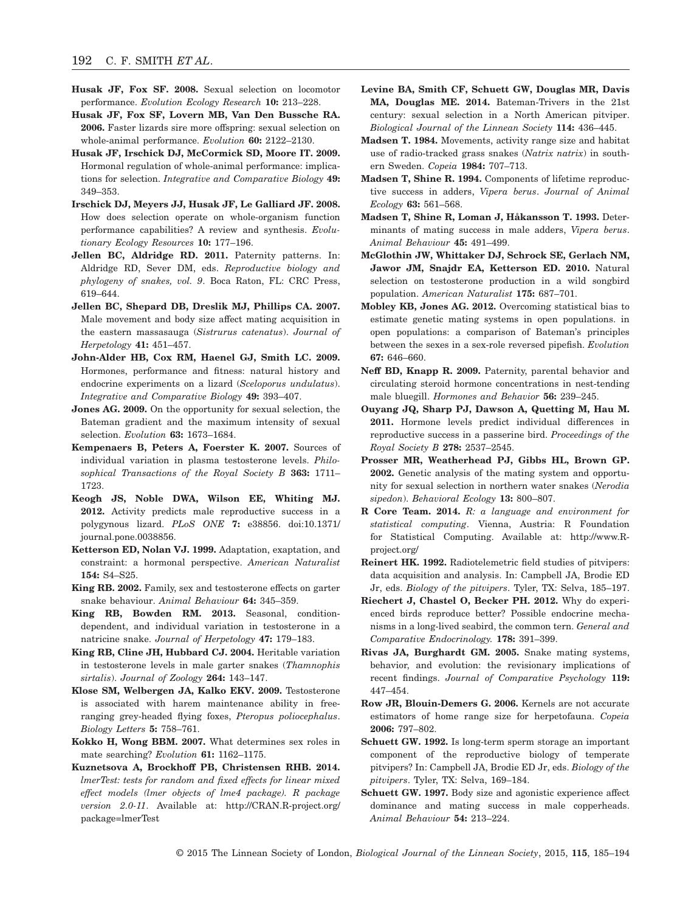**Husak JF, Fox SF. 2008.** Sexual selection on locomotor performance. *Evolution Ecology Research* **10:** 213–228.

**Husak JF, Fox SF, Lovern MB, Van Den Bussche RA. 2006.** Faster lizards sire more offspring: sexual selection on whole-animal performance. *Evolution* **60:** 2122–2130.

**Husak JF, Irschick DJ, McCormick SD, Moore IT. 2009.** Hormonal regulation of whole-animal performance: implications for selection. *Integrative and Comparative Biology* **49:** 349–353.

**Irschick DJ, Meyers JJ, Husak JF, Le Galliard JF. 2008.** How does selection operate on whole-organism function performance capabilities? A review and synthesis. *Evolutionary Ecology Resources* **10:** 177–196.

**Jellen BC, Aldridge RD. 2011.** Paternity patterns. In: Aldridge RD, Sever DM, eds. *Reproductive biology and phylogeny of snakes, vol. 9*. Boca Raton, FL: CRC Press, 619–644.

**Jellen BC, Shepard DB, Dreslik MJ, Phillips CA. 2007.** Male movement and body size affect mating acquisition in the eastern massasauga (*Sistrurus catenatus*). *Journal of Herpetology* **41:** 451–457.

**John-Alder HB, Cox RM, Haenel GJ, Smith LC. 2009.** Hormones, performance and fitness: natural history and endocrine experiments on a lizard (*Sceloporus undulatus*). *Integrative and Comparative Biology* **49:** 393–407.

**Jones AG. 2009.** On the opportunity for sexual selection, the Bateman gradient and the maximum intensity of sexual selection. *Evolution* **63:** 1673–1684.

**Kempenaers B, Peters A, Foerster K. 2007.** Sources of individual variation in plasma testosterone levels. *Philosophical Transactions of the Royal Society B* **363:** 1711–1723.

**Keogh JS, Noble DWA, Wilson EE, Whiting MJ. 2012.** Activity predicts male reproductive success in a polygynous lizard. *PLoS ONE* **7:** e38856. doi:10.1371/journal.pone.0038856.

**Ketterson ED, Nolan VJ. 1999.** Adaptation, exaptation, and constraint: a hormonal perspective. *American Naturalist* **154:** S4–S25.

**King RB. 2002.** Family, sex and testosterone effects on garter snake behaviour. *Animal Behaviour* **64:** 345–359.

**King RB, Bowden RM. 2013.** Seasonal, condition-dependent, and individual variation in testosterone in a natricine snake. *Journal of Herpetology* **47:** 179–183.

**King RB, Cline JH, Hubbard CJ. 2004.** Heritable variation in testosterone levels in male garter snakes (*Thamnophis sirtalis*). *Journal of Zoology* **264:** 143–147.

**Klose SM, Welbergen JA, Kalko EKV. 2009.** Testosterone is associated with harem maintenance ability in free-ranging grey-headed flying foxes, *Pteropus poliocephalus*. *Biology Letters* **5:** 758–761.

**Kokko H, Wong BBM. 2007.** What determines sex roles in mate searching? *Evolution* **61:** 1162–1175.

**Kuznetsova A, Brockhoff PB, Christensen RHB. 2014.** *lmerTest: tests for random and fixed effects for linear mixed effect models (lmer objects of lme4 package). R package version 2.0-11*. Available at: http://CRAN.R-project.org/package=lmerTest

**Levine BA, Smith CF, Schuett GW, Douglas MR, Davis MA, Douglas ME. 2014.** Bateman-Trivers in the 21st century: sexual selection in a North American pitviper. *Biological Journal of the Linnean Society* **114:** 436–445.

**Madsen T. 1984.** Movements, activity range size and habitat use of radio-tracked grass snakes (*Natrix natrix*) in southern Sweden. *Copeia* **1984:** 707–713.

**Madsen T, Shine R. 1994.** Components of lifetime reproductive success in adders, *Vipera berus*. *Journal of Animal Ecology* **63:** 561–568.

**Madsen T, Shine R, Loman J, Håkansson T. 1993.** Determinants of mating success in male adders, *Vipera berus*. *Animal Behaviour* **45:** 491–499.

**McGlothin JW, Whittaker DJ, Schrock SE, Gerlach NM, Jawor JM, Snajdr EA, Ketterson ED. 2010.** Natural selection on testosterone production in a wild songbird population. *American Naturalist* **175:** 687–701.

**Mobley KB, Jones AG. 2012.** Overcoming statistical bias to estimate genetic mating systems in open populations. in open populations: a comparison of Bateman's principles between the sexes in a sex-role reversed pipefish. *Evolution* **67:** 646–660.

**Neff BD, Knapp R. 2009.** Paternity, parental behavior and circulating steroid hormone concentrations in nest-tending male bluegill. *Hormones and Behavior* **56:** 239–245.

**Ouyang JQ, Sharp PJ, Dawson A, Quetting M, Hau M. 2011.** Hormone levels predict individual differences in reproductive success in a passerine bird. *Proceedings of the Royal Society B* **278:** 2537–2545.

**Prosser MR, Weatherhead PJ, Gibbs HL, Brown GP. 2002.** Genetic analysis of the mating system and opportunity for sexual selection in northern water snakes (*Nerodia sipedon*). *Behavioral Ecology* **13:** 800–807.

**R Core Team. 2014.** *R: a language and environment for statistical computing*. Vienna, Austria: R Foundation for Statistical Computing. Available at: http://www.R-project.org/

**Reinert HK. 1992.** Radiotelemetric field studies of pitvipers: data acquisition and analysis. In: Campbell JA, Brodie ED Jr, eds. *Biology of the pitvipers*. Tyler, TX: Selva, 185–197.

**Riechert J, Chastel O, Becker PH. 2012.** Why do experienced birds reproduce better? Possible endocrine mechanisms in a long-lived seabird, the common tern. *General and Comparative Endocrinology.* **178:** 391–399.

**Rivas JA, Burghardt GM. 2005.** Snake mating systems, behavior, and evolution: the revisionary implications of recent findings. *Journal of Comparative Psychology* **119:** 447–454.

**Row JR, Blouin-Demers G. 2006.** Kernels are not accurate estimators of home range size for herpetofauna. *Copeia* **2006:** 797–802.

**Schuett GW. 1992.** Is long-term sperm storage an important component of the reproductive biology of temperate pitvipers? In: Campbell JA, Brodie ED Jr, eds. *Biology of the pitvipers*. Tyler, TX: Selva, 169–184.

**Schuett GW. 1997.** Body size and agonistic experience affect dominance and mating success in male copperheads. *Animal Behaviour* **54:** 213–224.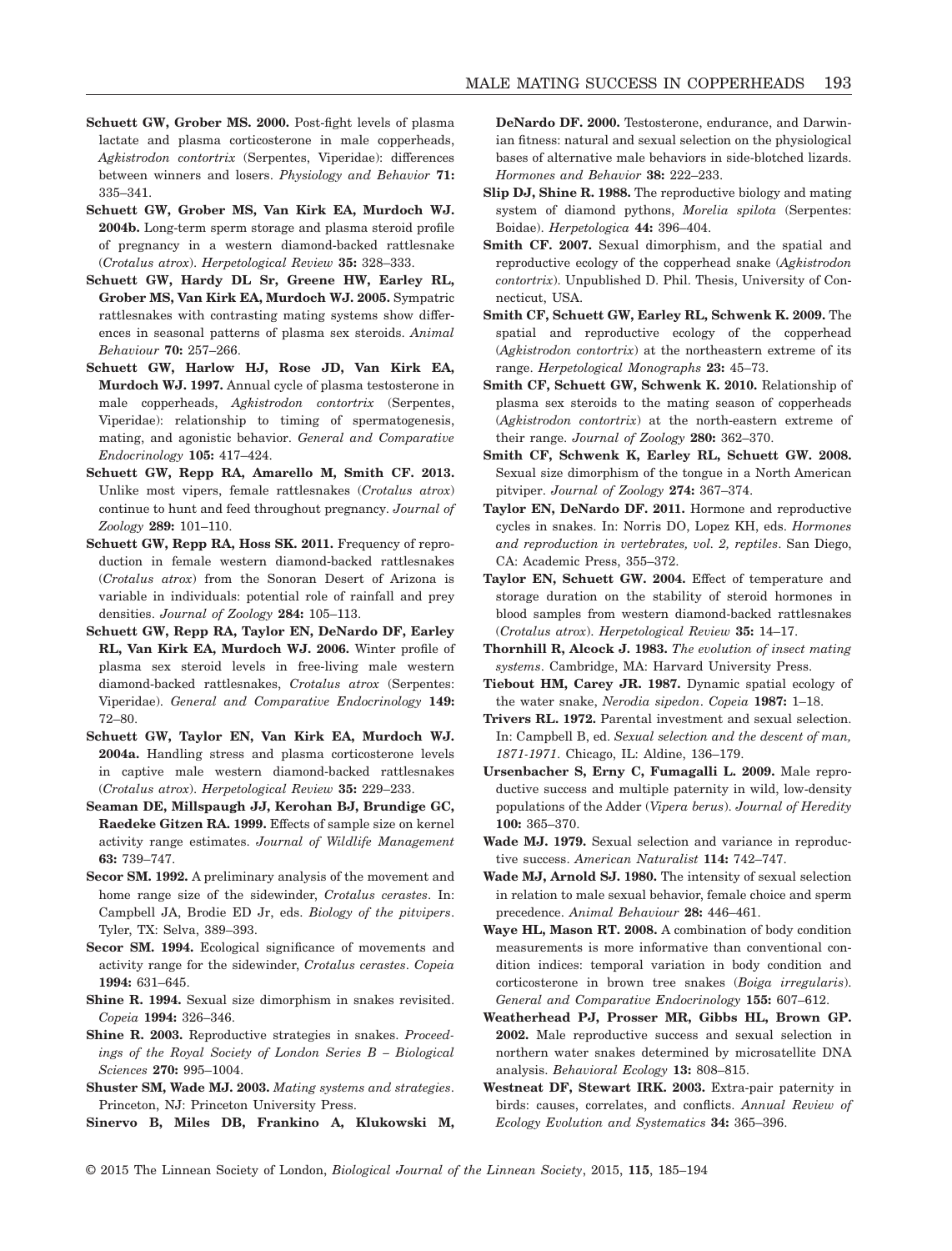**Schuett GW, Grober MS. 2000.** Post-fight levels of plasma lactate and plasma corticosterone in male copperheads, *Agkistrodon contortrix* (Serpentes, Viperidae): differences between winners and losers. *Physiology and Behavior* **71:** 335–341.

**Schuett GW, Grober MS, Van Kirk EA, Murdoch WJ. 2004b.** Long-term sperm storage and plasma steroid profile of pregnancy in a western diamond-backed rattlesnake (*Crotalus atrox*). *Herpetological Review* **35:** 328–333.

**Schuett GW, Hardy DL Sr, Greene HW, Earley RL, Grober MS, Van Kirk EA, Murdoch WJ. 2005.** Sympatric rattlesnakes with contrasting mating systems show differences in seasonal patterns of plasma sex steroids. *Animal Behaviour* **70:** 257–266.

**Schuett GW, Harlow HJ, Rose JD, Van Kirk EA, Murdoch WJ. 1997.** Annual cycle of plasma testosterone in male copperheads, *Agkistrodon contortrix* (Serpentes, Viperidae): relationship to timing of spermatogenesis, mating, and agonistic behavior. *General and Comparative Endocrinology* **105:** 417–424.

**Schuett GW, Repp RA, Amarello M, Smith CF. 2013.** Unlike most vipers, female rattlesnakes (*Crotalus atrox*) continue to hunt and feed throughout pregnancy. *Journal of Zoology* **289:** 101–110.

**Schuett GW, Repp RA, Hoss SK. 2011.** Frequency of reproduction in female western diamond-backed rattlesnakes (*Crotalus atrox*) from the Sonoran Desert of Arizona is variable in individuals: potential role of rainfall and prey densities. *Journal of Zoology* **284:** 105–113.

**Schuett GW, Repp RA, Taylor EN, DeNardo DF, Earley RL, Van Kirk EA, Murdoch WJ. 2006.** Winter profile of plasma sex steroid levels in free-living male western diamond-backed rattlesnakes, *Crotalus atrox* (Serpentes: Viperidae). *General and Comparative Endocrinology* **149:** 72–80.

**Schuett GW, Taylor EN, Van Kirk EA, Murdoch WJ. 2004a.** Handling stress and plasma corticosterone levels in captive male western diamond-backed rattlesnakes (*Crotalus atrox*). *Herpetological Review* **35:** 229–233.

**Seaman DE, Millspaugh JJ, Kerohan BJ, Brundige GC, Raedeke Gitzen RA. 1999.** Effects of sample size on kernel activity range estimates. *Journal of Wildlife Management* **63:** 739–747.

**Secor SM. 1992.** A preliminary analysis of the movement and home range size of the sidewinder, *Crotalus cerastes*. In: Campbell JA, Brodie ED Jr, eds. *Biology of the pitvipers*. Tyler, TX: Selva, 389–393.

**Secor SM. 1994.** Ecological significance of movements and activity range for the sidewinder, *Crotalus cerastes*. *Copeia* **1994:** 631–645.

**Shine R. 1994.** Sexual size dimorphism in snakes revisited. *Copeia* **1994:** 326–346.

**Shine R. 2003.** Reproductive strategies in snakes. *Proceedings of the Royal Society of London Series B – Biological Sciences* **270:** 995–1004.

**Shuster SM, Wade MJ. 2003.** *Mating systems and strategies*. Princeton, NJ: Princeton University Press.

**Sinervo B, Miles DB, Frankino A, Klukowski M, DeNardo DF. 2000.** Testosterone, endurance, and Darwinian fitness: natural and sexual selection on the physiological bases of alternative male behaviors in side-blotched lizards. *Hormones and Behavior* **38:** 222–233.

**Slip DJ, Shine R. 1988.** The reproductive biology and mating system of diamond pythons, *Morelia spilota* (Serpentes: Boidae). *Herpetologica* **44:** 396–404.

**Smith CF. 2007.** Sexual dimorphism, and the spatial and reproductive ecology of the copperhead snake (*Agkistrodon contortrix*). Unpublished D. Phil. Thesis, University of Connecticut, USA.

**Smith CF, Schuett GW, Earley RL, Schwenk K. 2009.** The spatial and reproductive ecology of the copperhead (*Agkistrodon contortrix*) at the northeastern extreme of its range. *Herpetological Monographs* **23:** 45–73.

**Smith CF, Schuett GW, Schwenk K. 2010.** Relationship of plasma sex steroids to the mating season of copperheads (*Agkistrodon contortrix*) at the north-eastern extreme of their range. *Journal of Zoology* **280:** 362–370.

**Smith CF, Schwenk K, Earley RL, Schuett GW. 2008.** Sexual size dimorphism of the tongue in a North American pitviper. *Journal of Zoology* **274:** 367–374.

**Taylor EN, DeNardo DF. 2011.** Hormone and reproductive cycles in snakes. In: Norris DO, Lopez KH, eds. *Hormones and reproduction in vertebrates, vol. 2, reptiles*. San Diego, CA: Academic Press, 355–372.

**Taylor EN, Schuett GW. 2004.** Effect of temperature and storage duration on the stability of steroid hormones in blood samples from western diamond-backed rattlesnakes (*Crotalus atrox*). *Herpetological Review* **35:** 14–17.

**Thornhill R, Alcock J. 1983.** *The evolution of insect mating systems*. Cambridge, MA: Harvard University Press.

**Tiebout HM, Carey JR. 1987.** Dynamic spatial ecology of the water snake, *Nerodia sipedon*. *Copeia* **1987:** 1–18.

**Trivers RL. 1972.** Parental investment and sexual selection. In: Campbell B, ed. *Sexual selection and the descent of man, 1871-1971*. Chicago, IL: Aldine, 136–179.

**Ursenbacher S, Erny C, Fumagalli L. 2009.** Male reproductive success and multiple paternity in wild, low-density populations of the Adder (*Vipera berus*). *Journal of Heredity* **100:** 365–370.

**Wade MJ. 1979.** Sexual selection and variance in reproductive success. *American Naturalist* **114:** 742–747.

**Wade MJ, Arnold SJ. 1980.** The intensity of sexual selection in relation to male sexual behavior, female choice and sperm precedence. *Animal Behaviour* **28:** 446–461.

**Waye HL, Mason RT. 2008.** A combination of body condition measurements is more informative than conventional condition indices: temporal variation in body condition and corticosterone in brown tree snakes (*Boiga irregularis*). *General and Comparative Endocrinology* **155:** 607–612.

**Weatherhead PJ, Prosser MR, Gibbs HL, Brown GP. 2002.** Male reproductive success and sexual selection in northern water snakes determined by microsatellite DNA analysis. *Behavioral Ecology* **13:** 808–815.

**Westneat DF, Stewart IRK. 2003.** Extra-pair paternity in birds: causes, correlates, and conflicts. *Annual Review of Ecology Evolution and Systematics* **34:** 365–396.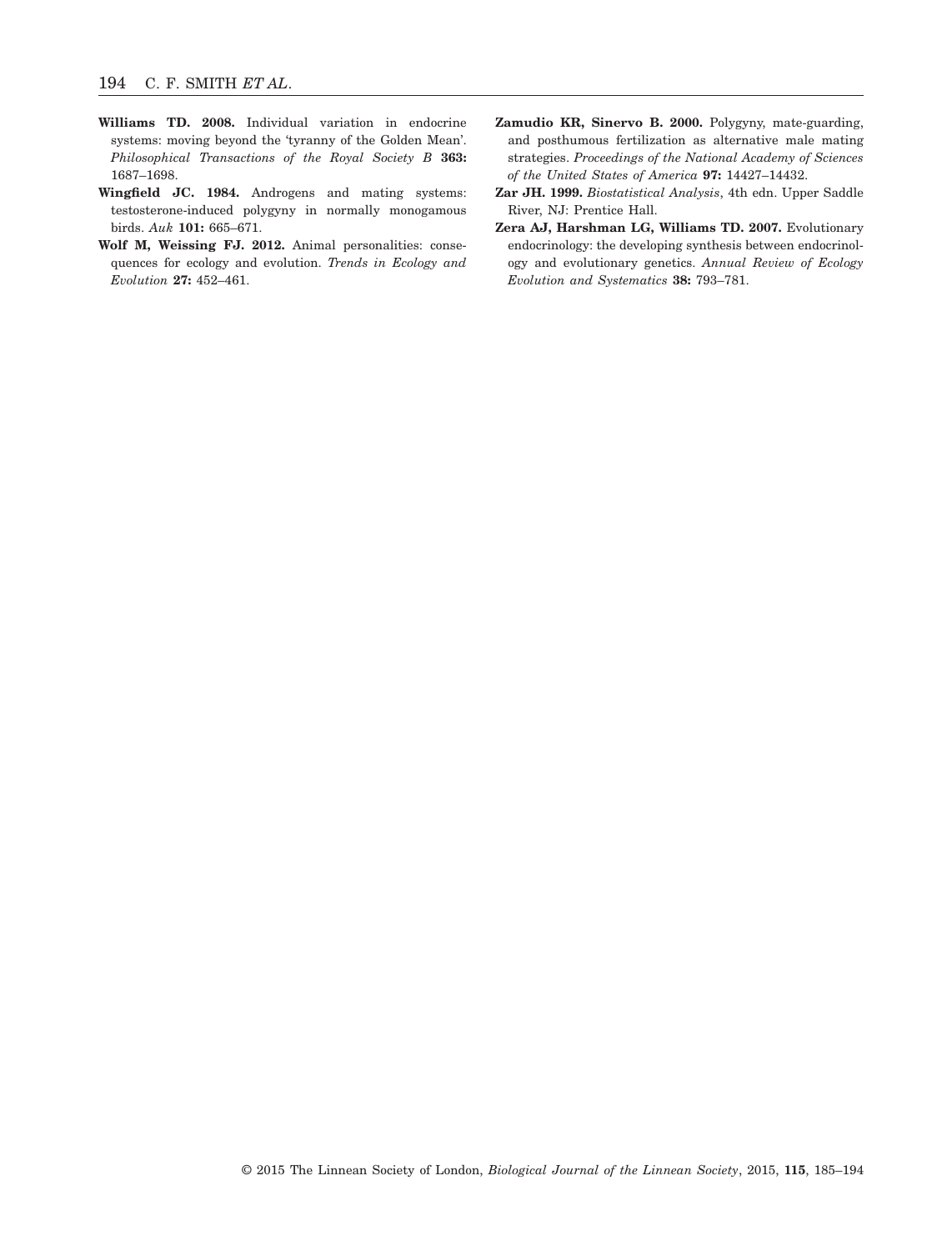**Williams TD. 2008.** Individual variation in endocrine systems: moving beyond the 'tyranny of the Golden Mean'. *Philosophical Transactions of the Royal Society B* **363:** 1687–1698.

**Wingfield JC. 1984.** Androgens and mating systems: testosterone-induced polygyny in normally monogamous birds. *Auk* **101:** 665–671.

**Wolf M, Weissing FJ. 2012.** Animal personalities: consequences for ecology and evolution. *Trends in Ecology and Evolution* **27:** 452–461.

**Zamudio KR, Sinervo B. 2000.** Polygyny, mate-guarding, and posthumous fertilization as alternative male mating strategies. *Proceedings of the National Academy of Sciences of the United States of America* **97:** 14427–14432.

**Zar JH. 1999.** *Biostatistical Analysis*, 4th edn. Upper Saddle River, NJ: Prentice Hall.

**Zera AJ, Harshman LG, Williams TD. 2007.** Evolutionary endocrinology: the developing synthesis between endocrinology and evolutionary genetics. *Annual Review of Ecology Evolution and Systematics* **38:** 793–781.